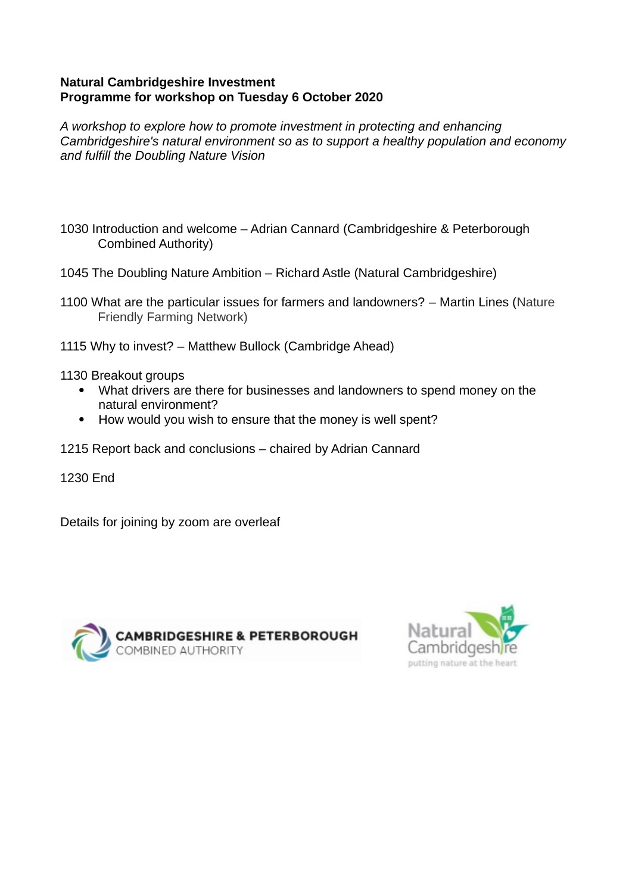**Natural Cambridgeshire Investment**
**Programme for workshop on Tuesday 6 October 2020**

*A workshop to explore how to promote investment in protecting and enhancing Cambridgeshire's natural environment so as to support a healthy population and economy and fulfill the Doubling Nature Vision*

1030 Introduction and welcome – Adrian Cannard (Cambridgeshire & Peterborough Combined Authority)

1045 The Doubling Nature Ambition – Richard Astle (Natural Cambridgeshire)

1100 What are the particular issues for farmers and landowners? – Martin Lines (Nature Friendly Farming Network)

1115 Why to invest? – Matthew Bullock (Cambridge Ahead)

1130 Breakout groups

- What drivers are there for businesses and landowners to spend money on the natural environment?
- How would you wish to ensure that the money is well spent?

1215 Report back and conclusions – chaired by Adrian Cannard

1230 End

Details for joining by zoom are overleaf

CAMBRIDGESHIRE & PETERBOROUGH COMBINED AUTHORITY

Natural Cambridgeshire putting nature at the heart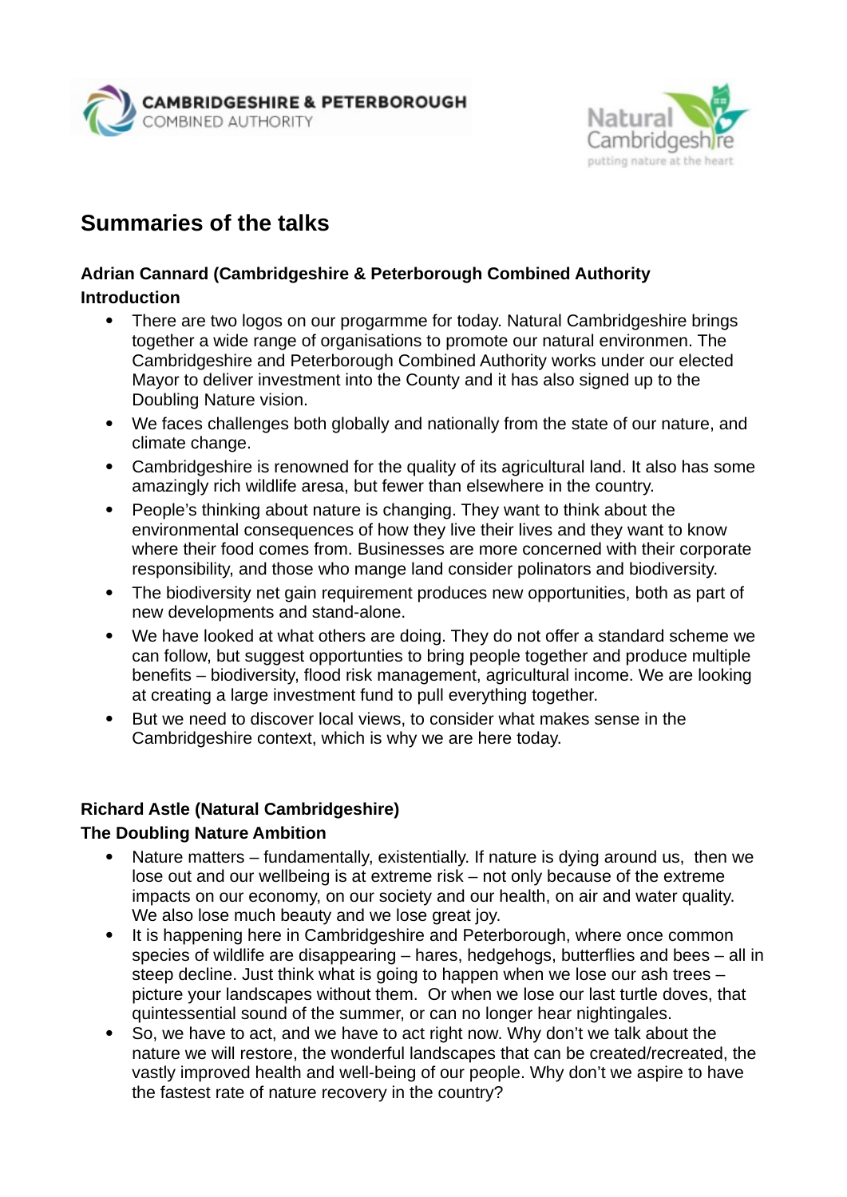## Summaries of the talks

**Adrian Cannard (Cambridgeshire & Peterborough Combined Authority**
**Introduction**

- There are two logos on our progarmme for today. Natural Cambridgeshire brings together a wide range of organisations to promote our natural environmen. The Cambridgeshire and Peterborough Combined Authority works under our elected Mayor to deliver investment into the County and it has also signed up to the Doubling Nature vision.
- We faces challenges both globally and nationally from the state of our nature, and climate change.
- Cambridgeshire is renowned for the quality of its agricultural land. It also has some amazingly rich wildlife aresa, but fewer than elsewhere in the country.
- People's thinking about nature is changing. They want to think about the environmental consequences of how they live their lives and they want to know where their food comes from. Businesses are more concerned with their corporate responsibility, and those who mange land consider polinators and biodiversity.
- The biodiversity net gain requirement produces new opportunities, both as part of new developments and stand-alone.
- We have looked at what others are doing. They do not offer a standard scheme we can follow, but suggest opportunties to bring people together and produce multiple benefits – biodiversity, flood risk management, agricultural income. We are looking at creating a large investment fund to pull everything together.
- But we need to discover local views, to consider what makes sense in the Cambridgeshire context, which is why we are here today.

**Richard Astle (Natural Cambridgeshire)**
**The Doubling Nature Ambition**

- Nature matters – fundamentally, existentially. If nature is dying around us, then we lose out and our wellbeing is at extreme risk – not only because of the extreme impacts on our economy, on our society and our health, on air and water quality. We also lose much beauty and we lose great joy.
- It is happening here in Cambridgeshire and Peterborough, where once common species of wildlife are disappearing – hares, hedgehogs, butterflies and bees – all in steep decline. Just think what is going to happen when we lose our ash trees – picture your landscapes without them. Or when we lose our last turtle doves, that quintessential sound of the summer, or can no longer hear nightingales.
- So, we have to act, and we have to act right now. Why don't we talk about the nature we will restore, the wonderful landscapes that can be created/recreated, the vastly improved health and well-being of our people. Why don't we aspire to have the fastest rate of nature recovery in the country?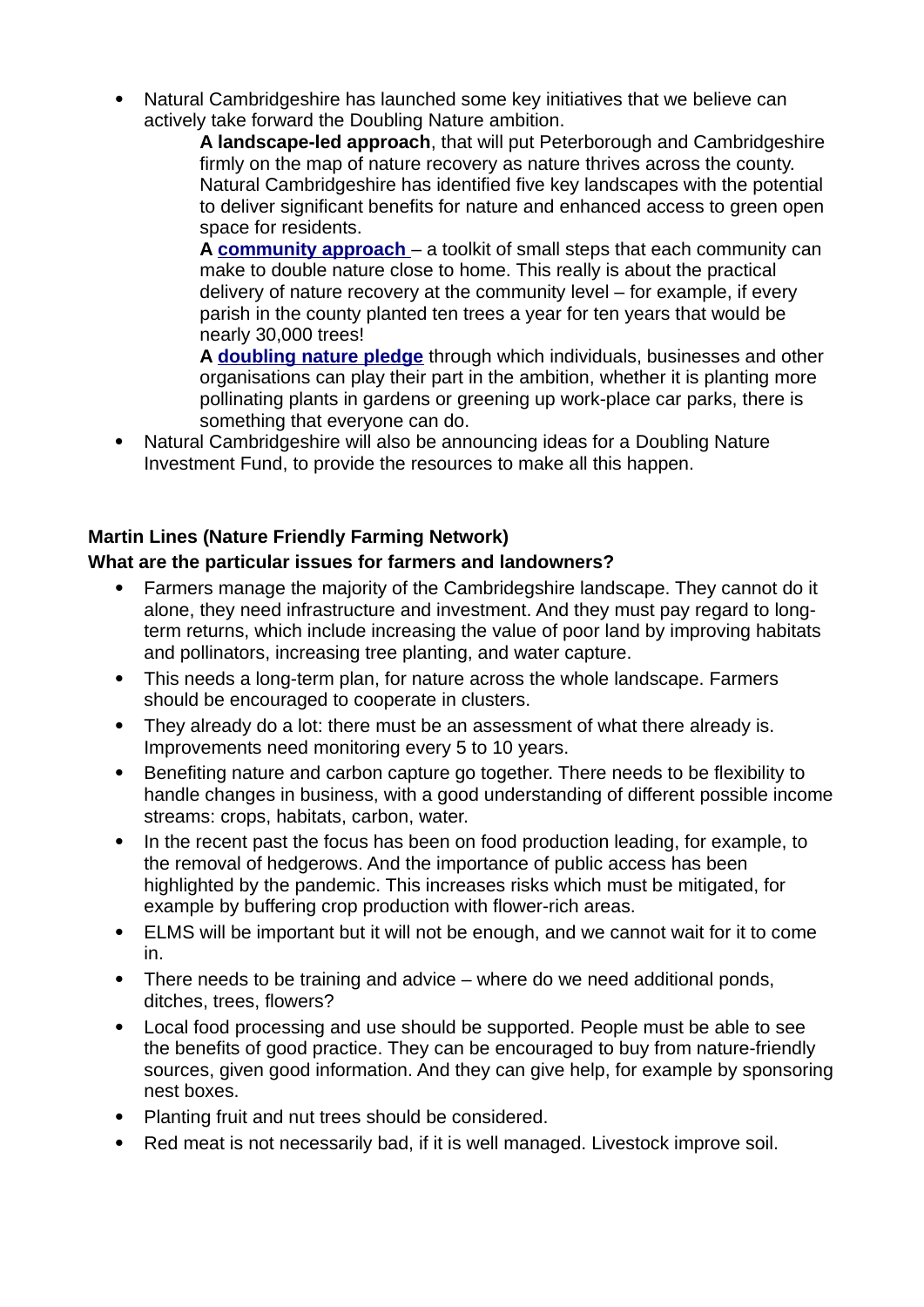- Natural Cambridgeshire has launched some key initiatives that we believe can actively take forward the Doubling Nature ambition.

  **A landscape-led approach**, that will put Peterborough and Cambridgeshire firmly on the map of nature recovery as nature thrives across the county. Natural Cambridgeshire has identified five key landscapes with the potential to deliver significant benefits for nature and enhanced access to green open space for residents.

  **A community approach** – a toolkit of small steps that each community can make to double nature close to home. This really is about the practical delivery of nature recovery at the community level – for example, if every parish in the county planted ten trees a year for ten years that would be nearly 30,000 trees!

  **A doubling nature pledge** through which individuals, businesses and other organisations can play their part in the ambition, whether it is planting more pollinating plants in gardens or greening up work-place car parks, there is something that everyone can do.

- Natural Cambridgeshire will also be announcing ideas for a Doubling Nature Investment Fund, to provide the resources to make all this happen.

**Martin Lines (Nature Friendly Farming Network)**

**What are the particular issues for farmers and landowners?**

- Farmers manage the majority of the Cambridegshire landscape. They cannot do it alone, they need infrastructure and investment. And they must pay regard to long-term returns, which include increasing the value of poor land by improving habitats and pollinators, increasing tree planting, and water capture.
- This needs a long-term plan, for nature across the whole landscape. Farmers should be encouraged to cooperate in clusters.
- They already do a lot: there must be an assessment of what there already is. Improvements need monitoring every 5 to 10 years.
- Benefiting nature and carbon capture go together. There needs to be flexibility to handle changes in business, with a good understanding of different possible income streams: crops, habitats, carbon, water.
- In the recent past the focus has been on food production leading, for example, to the removal of hedgerows. And the importance of public access has been highlighted by the pandemic. This increases risks which must be mitigated, for example by buffering crop production with flower-rich areas.
- ELMS will be important but it will not be enough, and we cannot wait for it to come in.
- There needs to be training and advice – where do we need additional ponds, ditches, trees, flowers?
- Local food processing and use should be supported. People must be able to see the benefits of good practice. They can be encouraged to buy from nature-friendly sources, given good information. And they can give help, for example by sponsoring nest boxes.
- Planting fruit and nut trees should be considered.
- Red meat is not necessarily bad, if it is well managed. Livestock improve soil.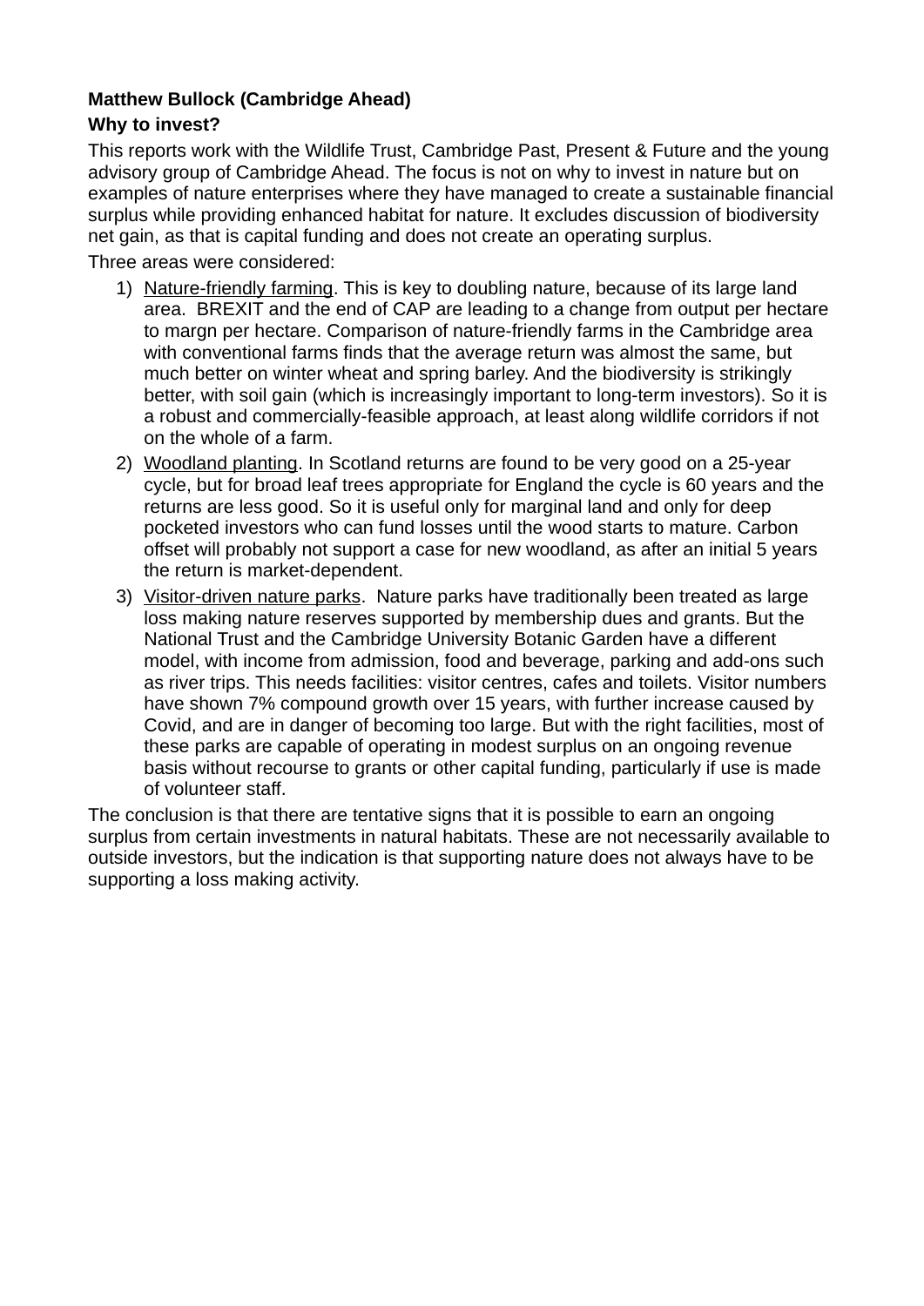**Matthew Bullock (Cambridge Ahead)**

**Why to invest?**

This reports work with the Wildlife Trust, Cambridge Past, Present & Future and the young advisory group of Cambridge Ahead. The focus is not on why to invest in nature but on examples of nature enterprises where they have managed to create a sustainable financial surplus while providing enhanced habitat for nature. It excludes discussion of biodiversity net gain, as that is capital funding and does not create an operating surplus.

Three areas were considered:

1) <u>Nature-friendly farming</u>. This is key to doubling nature, because of its large land area. BREXIT and the end of CAP are leading to a change from output per hectare to margn per hectare. Comparison of nature-friendly farms in the Cambridge area with conventional farms finds that the average return was almost the same, but much better on winter wheat and spring barley. And the biodiversity is strikingly better, with soil gain (which is increasingly important to long-term investors). So it is a robust and commercially-feasible approach, at least along wildlife corridors if not on the whole of a farm.
2) <u>Woodland planting</u>. In Scotland returns are found to be very good on a 25-year cycle, but for broad leaf trees appropriate for England the cycle is 60 years and the returns are less good. So it is useful only for marginal land and only for deep pocketed investors who can fund losses until the wood starts to mature. Carbon offset will probably not support a case for new woodland, as after an initial 5 years the return is market-dependent.
3) <u>Visitor-driven nature parks</u>. Nature parks have traditionally been treated as large loss making nature reserves supported by membership dues and grants. But the National Trust and the Cambridge University Botanic Garden have a different model, with income from admission, food and beverage, parking and add-ons such as river trips. This needs facilities: visitor centres, cafes and toilets. Visitor numbers have shown 7% compound growth over 15 years, with further increase caused by Covid, and are in danger of becoming too large. But with the right facilities, most of these parks are capable of operating in modest surplus on an ongoing revenue basis without recourse to grants or other capital funding, particularly if use is made of volunteer staff.

The conclusion is that there are tentative signs that it is possible to earn an ongoing surplus from certain investments in natural habitats. These are not necessarily available to outside investors, but the indication is that supporting nature does not always have to be supporting a loss making activity.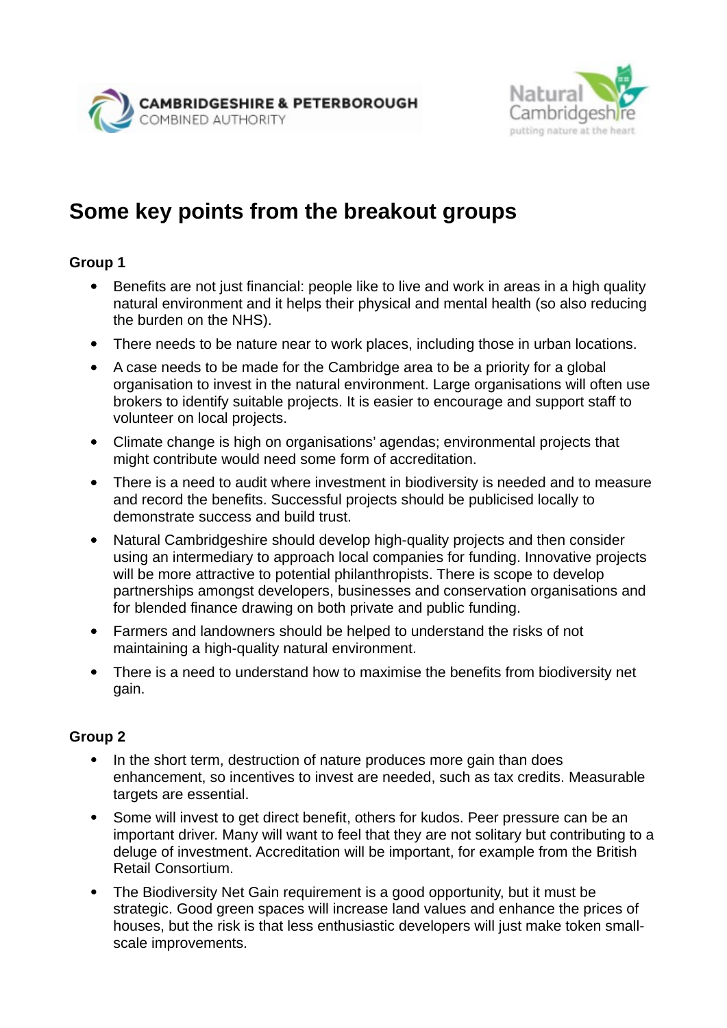# Some key points from the breakout groups

**Group 1**

- Benefits are not just financial: people like to live and work in areas in a high quality natural environment and it helps their physical and mental health (so also reducing the burden on the NHS).
- There needs to be nature near to work places, including those in urban locations.
- A case needs to be made for the Cambridge area to be a priority for a global organisation to invest in the natural environment. Large organisations will often use brokers to identify suitable projects. It is easier to encourage and support staff to volunteer on local projects.
- Climate change is high on organisations' agendas; environmental projects that might contribute would need some form of accreditation.
- There is a need to audit where investment in biodiversity is needed and to measure and record the benefits. Successful projects should be publicised locally to demonstrate success and build trust.
- Natural Cambridgeshire should develop high-quality projects and then consider using an intermediary to approach local companies for funding. Innovative projects will be more attractive to potential philanthropists. There is scope to develop partnerships amongst developers, businesses and conservation organisations and for blended finance drawing on both private and public funding.
- Farmers and landowners should be helped to understand the risks of not maintaining a high-quality natural environment.
- There is a need to understand how to maximise the benefits from biodiversity net gain.

**Group 2**

- In the short term, destruction of nature produces more gain than does enhancement, so incentives to invest are needed, such as tax credits. Measurable targets are essential.
- Some will invest to get direct benefit, others for kudos. Peer pressure can be an important driver. Many will want to feel that they are not solitary but contributing to a deluge of investment. Accreditation will be important, for example from the British Retail Consortium.
- The Biodiversity Net Gain requirement is a good opportunity, but it must be strategic. Good green spaces will increase land values and enhance the prices of houses, but the risk is that less enthusiastic developers will just make token small-scale improvements.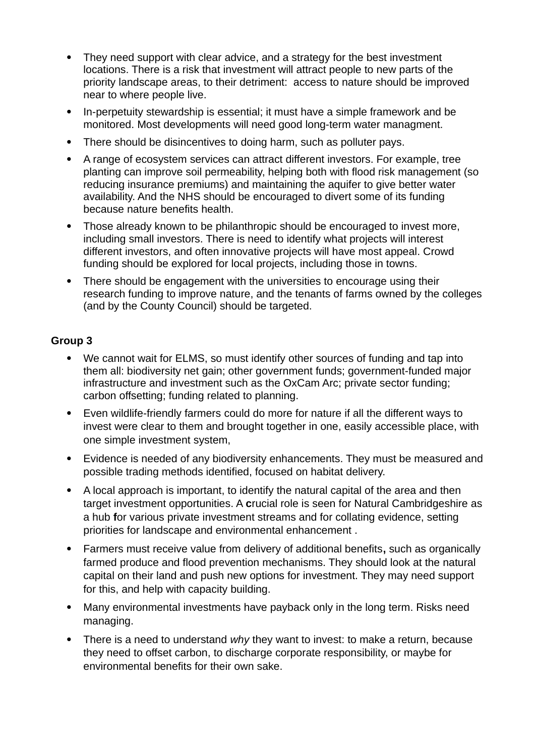- They need support with clear advice, and a strategy for the best investment locations. There is a risk that investment will attract people to new parts of the priority landscape areas, to their detriment: access to nature should be improved near to where people live.
- In-perpetuity stewardship is essential; it must have a simple framework and be monitored. Most developments will need good long-term water managment.
- There should be disincentives to doing harm, such as polluter pays.
- A range of ecosystem services can attract different investors. For example, tree planting can improve soil permeability, helping both with flood risk management (so reducing insurance premiums) and maintaining the aquifer to give better water availability. And the NHS should be encouraged to divert some of its funding because nature benefits health.
- Those already known to be philanthropic should be encouraged to invest more, including small investors. There is need to identify what projects will interest different investors, and often innovative projects will have most appeal. Crowd funding should be explored for local projects, including those in towns.
- There should be engagement with the universities to encourage using their research funding to improve nature, and the tenants of farms owned by the colleges (and by the County Council) should be targeted.

**Group 3**

- We cannot wait for ELMS, so must identify other sources of funding and tap into them all: biodiversity net gain; other government funds; government-funded major infrastructure and investment such as the OxCam Arc; private sector funding; carbon offsetting; funding related to planning.
- Even wildlife-friendly farmers could do more for nature if all the different ways to invest were clear to them and brought together in one, easily accessible place, with one simple investment system,
- Evidence is needed of any biodiversity enhancements. They must be measured and possible trading methods identified, focused on habitat delivery.
- A local approach is important, to identify the natural capital of the area and then target investment opportunities. A crucial role is seen for Natural Cambridgeshire as a hub for various private investment streams and for collating evidence, setting priorities for landscape and environmental enhancement .
- Farmers must receive value from delivery of additional benefits, such as organically farmed produce and flood prevention mechanisms. They should look at the natural capital on their land and push new options for investment. They may need support for this, and help with capacity building.
- Many environmental investments have payback only in the long term. Risks need managing.
- There is a need to understand *why* they want to invest: to make a return, because they need to offset carbon, to discharge corporate responsibility, or maybe for environmental benefits for their own sake.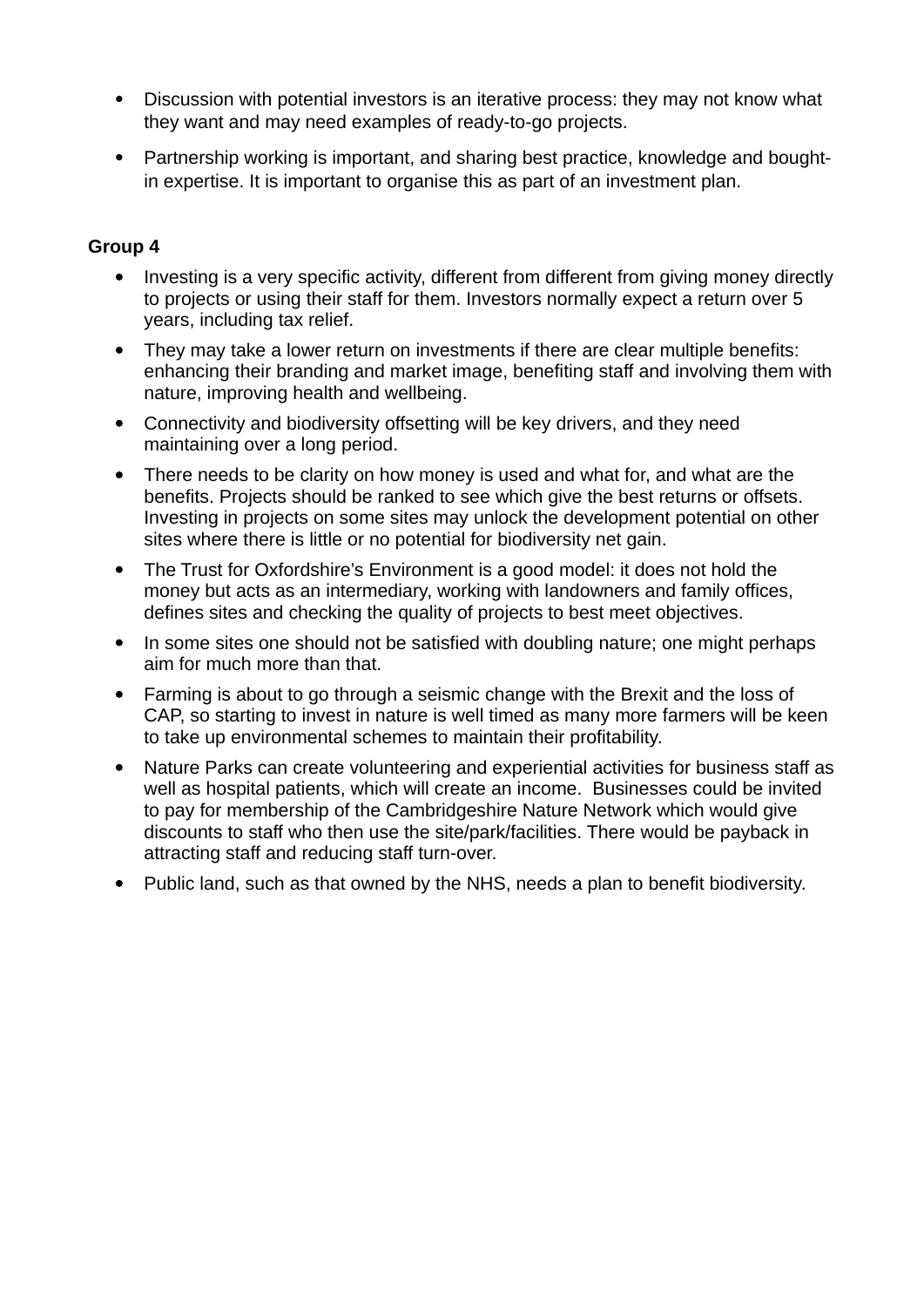- Discussion with potential investors is an iterative process: they may not know what they want and may need examples of ready-to-go projects.
- Partnership working is important, and sharing best practice, knowledge and bought-in expertise. It is important to organise this as part of an investment plan.

**Group 4**

- Investing is a very specific activity, different from different from giving money directly to projects or using their staff for them. Investors normally expect a return over 5 years, including tax relief.
- They may take a lower return on investments if there are clear multiple benefits: enhancing their branding and market image, benefiting staff and involving them with nature, improving health and wellbeing.
- Connectivity and biodiversity offsetting will be key drivers, and they need maintaining over a long period.
- There needs to be clarity on how money is used and what for, and what are the benefits. Projects should be ranked to see which give the best returns or offsets. Investing in projects on some sites may unlock the development potential on other sites where there is little or no potential for biodiversity net gain.
- The Trust for Oxfordshire's Environment is a good model: it does not hold the money but acts as an intermediary, working with landowners and family offices, defines sites and checking the quality of projects to best meet objectives.
- In some sites one should not be satisfied with doubling nature; one might perhaps aim for much more than that.
- Farming is about to go through a seismic change with the Brexit and the loss of CAP, so starting to invest in nature is well timed as many more farmers will be keen to take up environmental schemes to maintain their profitability.
- Nature Parks can create volunteering and experiential activities for business staff as well as hospital patients, which will create an income. Businesses could be invited to pay for membership of the Cambridgeshire Nature Network which would give discounts to staff who then use the site/park/facilities. There would be payback in attracting staff and reducing staff turn-over.
- Public land, such as that owned by the NHS, needs a plan to benefit biodiversity.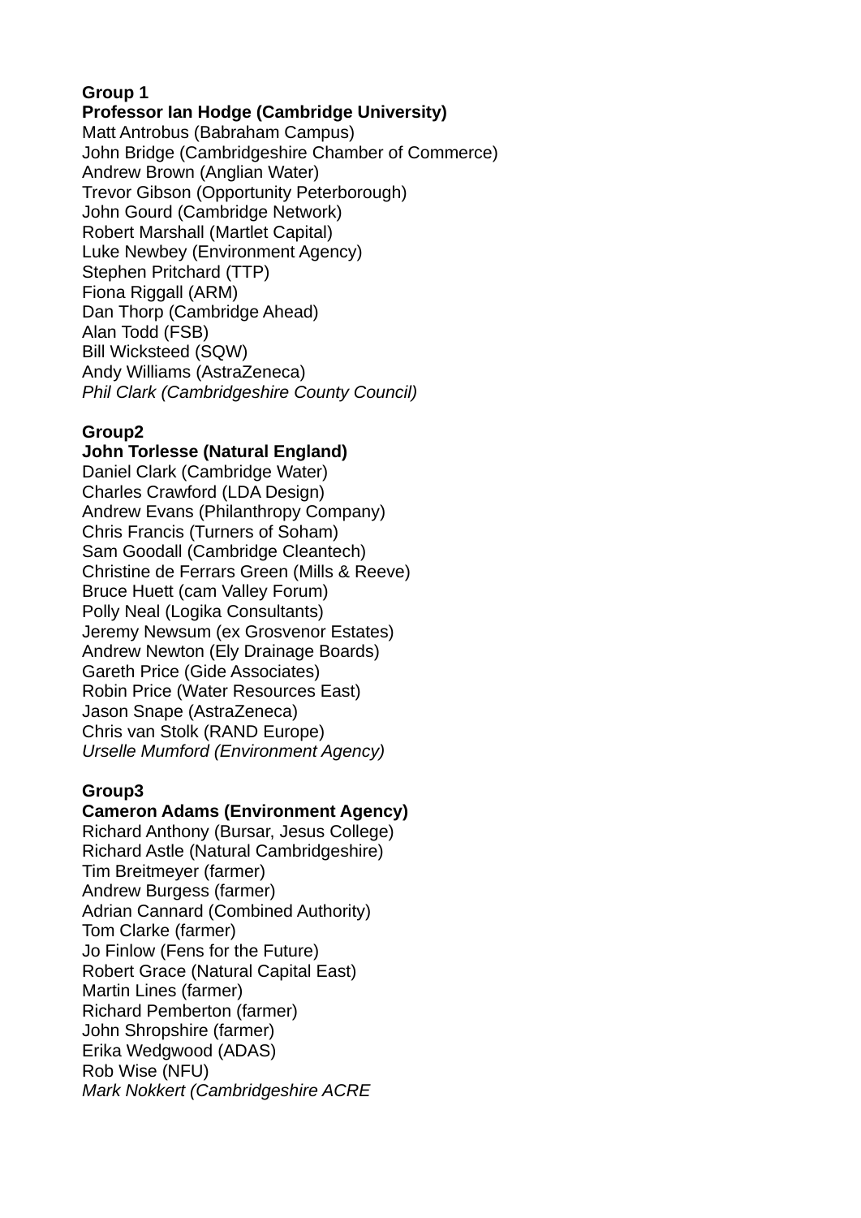**Group 1**
**Professor Ian Hodge (Cambridge University)**
Matt Antrobus (Babraham Campus)
John Bridge (Cambridgeshire Chamber of Commerce)
Andrew Brown (Anglian Water)
Trevor Gibson (Opportunity Peterborough)
John Gourd (Cambridge Network)
Robert Marshall (Martlet Capital)
Luke Newbey (Environment Agency)
Stephen Pritchard (TTP)
Fiona Riggall (ARM)
Dan Thorp (Cambridge Ahead)
Alan Todd (FSB)
Bill Wicksteed (SQW)
Andy Williams (AstraZeneca)
*Phil Clark (Cambridgeshire County Council)*

**Group2**
**John Torlesse (Natural England)**
Daniel Clark (Cambridge Water)
Charles Crawford (LDA Design)
Andrew Evans (Philanthropy Company)
Chris Francis (Turners of Soham)
Sam Goodall (Cambridge Cleantech)
Christine de Ferrars Green (Mills & Reeve)
Bruce Huett (cam Valley Forum)
Polly Neal (Logika Consultants)
Jeremy Newsum (ex Grosvenor Estates)
Andrew Newton (Ely Drainage Boards)
Gareth Price (Gide Associates)
Robin Price (Water Resources East)
Jason Snape (AstraZeneca)
Chris van Stolk (RAND Europe)
*Urselle Mumford (Environment Agency)*

**Group3**
**Cameron Adams (Environment Agency)**
Richard Anthony (Bursar, Jesus College)
Richard Astle (Natural Cambridgeshire)
Tim Breitmeyer (farmer)
Andrew Burgess (farmer)
Adrian Cannard (Combined Authority)
Tom Clarke (farmer)
Jo Finlow (Fens for the Future)
Robert Grace (Natural Capital East)
Martin Lines (farmer)
Richard Pemberton (farmer)
John Shropshire (farmer)
Erika Wedgwood (ADAS)
Rob Wise (NFU)
*Mark Nokkert (Cambridgeshire ACRE*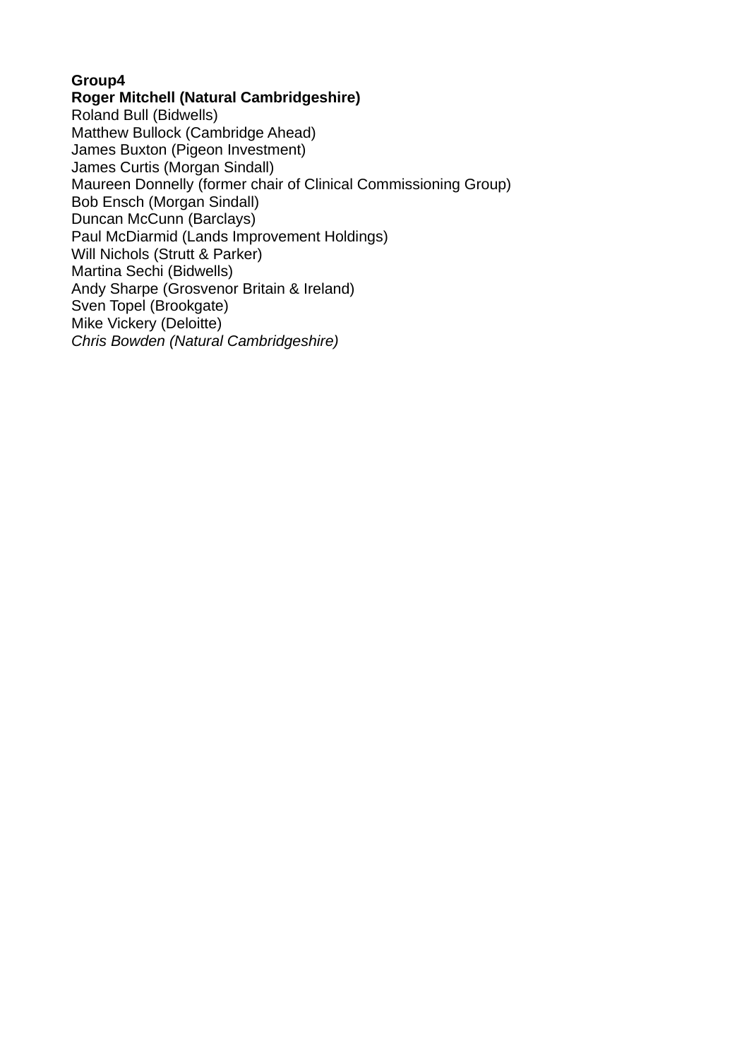**Group4**
**Roger Mitchell (Natural Cambridgeshire)**
Roland Bull (Bidwells)
Matthew Bullock (Cambridge Ahead)
James Buxton (Pigeon Investment)
James Curtis (Morgan Sindall)
Maureen Donnelly (former chair of Clinical Commissioning Group)
Bob Ensch (Morgan Sindall)
Duncan McCunn (Barclays)
Paul McDiarmid (Lands Improvement Holdings)
Will Nichols (Strutt & Parker)
Martina Sechi (Bidwells)
Andy Sharpe (Grosvenor Britain & Ireland)
Sven Topel (Brookgate)
Mike Vickery (Deloitte)
*Chris Bowden (Natural Cambridgeshire)*